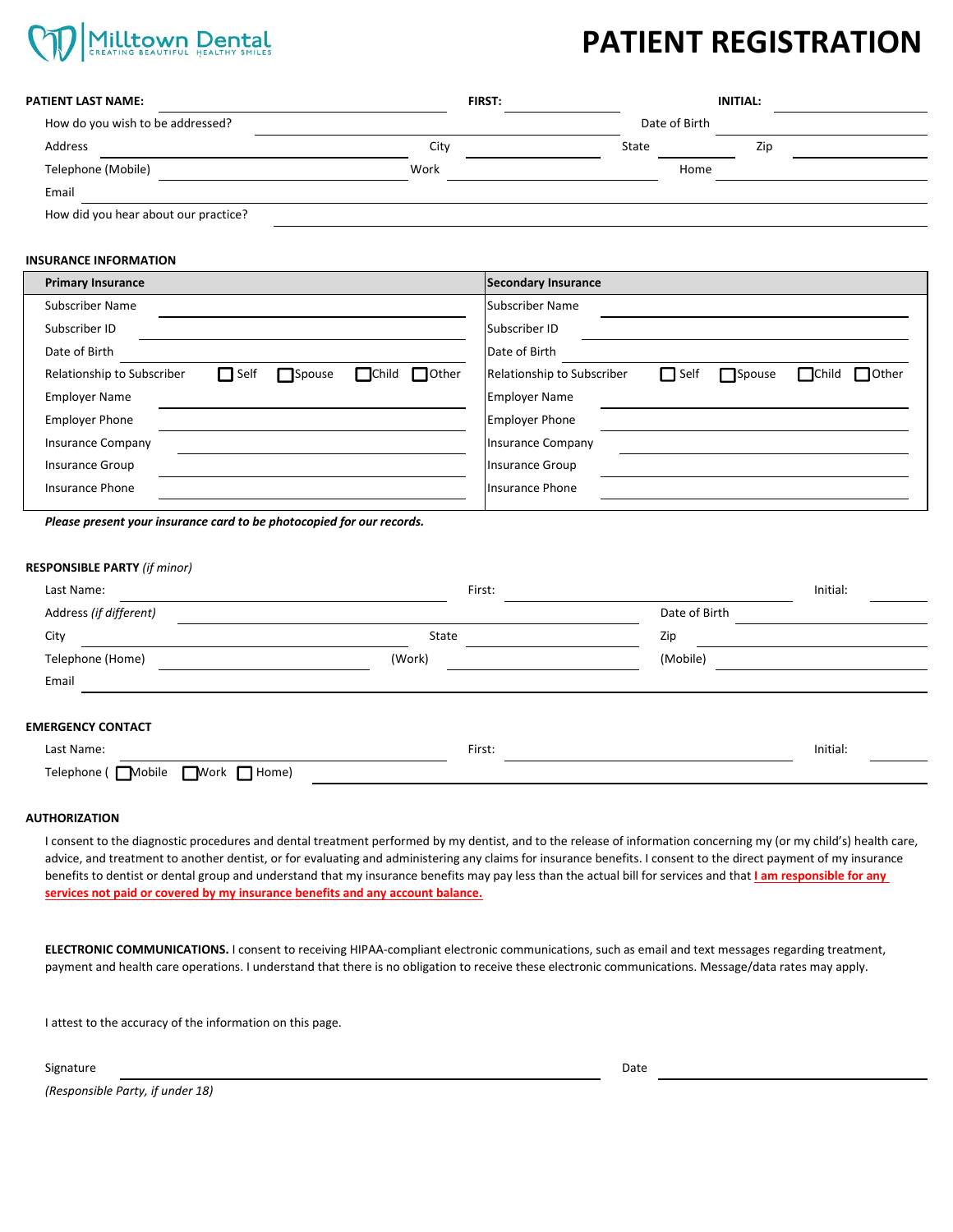Milltown Dental
CREATING BEAUTIFUL HEALTHY SMILES

# PATIENT REGISTRATION

**PATIENT LAST NAME:** ____________________ **FIRST:** ____________ **INITIAL:** ________

How do you wish to be addressed? ____________________ Date of Birth ____________

Address ____________________ City ____________ State ________ Zip ____________

Telephone (Mobile) ____________ Work ____________ Home ____________

Email ____________________

How did you hear about our practice? ____________________

**INSURANCE INFORMATION**

| Primary Insurance | Secondary Insurance |
|---|---|
| Subscriber Name ____________ | Subscriber Name ____________ |
| Subscriber ID ____________ | Subscriber ID ____________ |
| Date of Birth ____________ | Date of Birth ____________ |
| Relationship to Subscriber ☐ Self ☐ Spouse ☐ Child ☐ Other | Relationship to Subscriber ☐ Self ☐ Spouse ☐ Child ☐ Other |
| Employer Name ____________ | Employer Name ____________ |
| Employer Phone ____________ | Employer Phone ____________ |
| Insurance Company ____________ | Insurance Company ____________ |
| Insurance Group ____________ | Insurance Group ____________ |
| Insurance Phone ____________ | Insurance Phone ____________ |

***Please present your insurance card to be photocopied for our records.***

**RESPONSIBLE PARTY** *(if minor)*

Last Name: ____________________ First: ____________ Initial: ________

Address *(if different)* ____________________ Date of Birth ____________

City ____________ State ____________ Zip ____________

Telephone (Home) ____________ (Work) ____________ (Mobile) ____________

Email ____________________

**EMERGENCY CONTACT**

Last Name: ____________________ First: ____________ Initial: ________

Telephone ( ☐ Mobile ☐ Work ☐ Home) ____________________

**AUTHORIZATION**

I consent to the diagnostic procedures and dental treatment performed by my dentist, and to the release of information concerning my (or my child's) health care, advice, and treatment to another dentist, or for evaluating and administering any claims for insurance benefits. I consent to the direct payment of my insurance benefits to dentist or dental group and understand that my insurance benefits may pay less than the actual bill for services and that **I am responsible for any services not paid or covered by my insurance benefits and any account balance.**

**ELECTRONIC COMMUNICATIONS.** I consent to receiving HIPAA-compliant electronic communications, such as email and text messages regarding treatment, payment and health care operations. I understand that there is no obligation to receive these electronic communications. Message/data rates may apply.

I attest to the accuracy of the information on this page.

Signature ____________________ Date ____________

*(Responsible Party, if under 18)*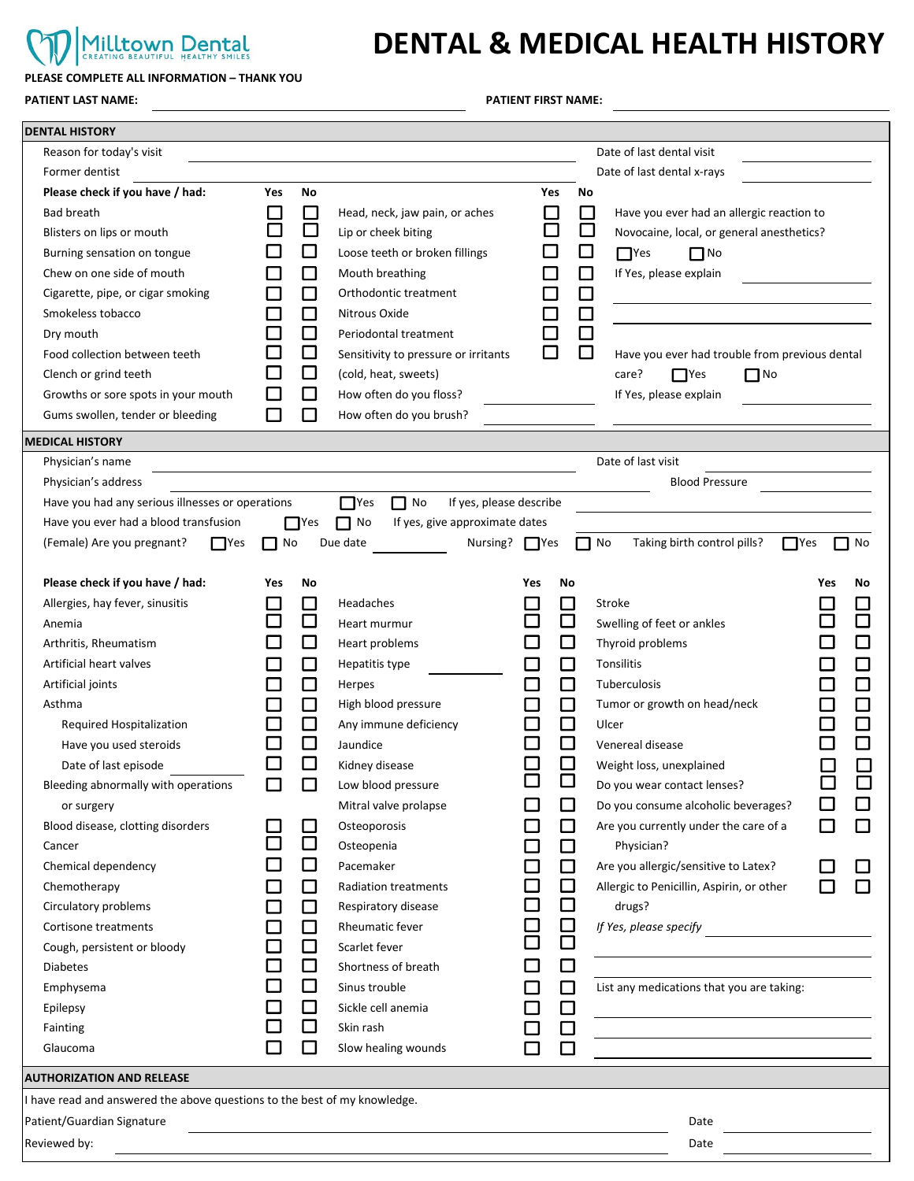**Milltown Dental** — CREATING BEAUTIFUL HEALTHY SMILES

# DENTAL & MEDICAL HEALTH HISTORY

**PLEASE COMPLETE ALL INFORMATION – THANK YOU**

**PATIENT LAST NAME:** ______________________ **PATIENT FIRST NAME:** ______________________

## DENTAL HISTORY

Reason for today's visit ______________________ Date of last dental visit ______________

Former dentist ______________________ Date of last dental x-rays ______________

| Please check if you have / had: | Yes | No | | Yes | No |
|---|---|---|---|---|---|
| Bad breath | ☐ | ☐ | Head, neck, jaw pain, or aches | ☐ | ☐ |
| Blisters on lips or mouth | ☐ | ☐ | Lip or cheek biting | ☐ | ☐ |
| Burning sensation on tongue | ☐ | ☐ | Loose teeth or broken fillings | ☐ | ☐ |
| Chew on one side of mouth | ☐ | ☐ | Mouth breathing | ☐ | ☐ |
| Cigarette, pipe, or cigar smoking | ☐ | ☐ | Orthodontic treatment | ☐ | ☐ |
| Smokeless tobacco | ☐ | ☐ | Nitrous Oxide | ☐ | ☐ |
| Dry mouth | ☐ | ☐ | Periodontal treatment | ☐ | ☐ |
| Food collection between teeth | ☐ | ☐ | Sensitivity to pressure or irritants (cold, heat, sweets) | ☐ | ☐ |
| Clench or grind teeth | ☐ | ☐ | | | |
| Growths or sore spots in your mouth | ☐ | ☐ | How often do you floss? ______________ | | |
| Gums swollen, tender or bleeding | ☐ | ☐ | How often do you brush? ______________ | | |

Have you ever had an allergic reaction to Novocaine, local, or general anesthetics? ☐ Yes ☐ No

If Yes, please explain ______________________

Have you ever had trouble from previous dental care? ☐ Yes ☐ No

If Yes, please explain ______________________

## MEDICAL HISTORY

Physician's name ______________________ Date of last visit ______________

Physician's address ______________________ Blood Pressure ______________

Have you had any serious illnesses or operations ☐ Yes ☐ No If yes, please describe ______________

Have you ever had a blood transfusion ☐ Yes ☐ No If yes, give approximate dates ______________

(Female) Are you pregnant? ☐ Yes ☐ No Due date ________ Nursing? ☐ Yes ☐ No Taking birth control pills? ☐ Yes ☐ No

| Please check if you have / had: | Yes | No | | Yes | No | | Yes | No |
|---|---|---|---|---|---|---|---|---|
| Allergies, hay fever, sinusitis | ☐ | ☐ | Headaches | ☐ | ☐ | Stroke | ☐ | ☐ |
| Anemia | ☐ | ☐ | Heart murmur | ☐ | ☐ | Swelling of feet or ankles | ☐ | ☐ |
| Arthritis, Rheumatism | ☐ | ☐ | Heart problems | ☐ | ☐ | Thyroid problems | ☐ | ☐ |
| Artificial heart valves | ☐ | ☐ | Hepatitis type ________ | ☐ | ☐ | Tonsilitis | ☐ | ☐ |
| Artificial joints | ☐ | ☐ | Herpes | ☐ | ☐ | Tuberculosis | ☐ | ☐ |
| Asthma | ☐ | ☐ | High blood pressure | ☐ | ☐ | Tumor or growth on head/neck | ☐ | ☐ |
| Required Hospitalization | ☐ | ☐ | Any immune deficiency | ☐ | ☐ | Ulcer | ☐ | ☐ |
| Have you used steroids | ☐ | ☐ | Jaundice | ☐ | ☐ | Venereal disease | ☐ | ☐ |
| Date of last episode ________ | ☐ | ☐ | Kidney disease | ☐ | ☐ | Weight loss, unexplained | ☐ | ☐ |
| Bleeding abnormally with operations or surgery | ☐ | ☐ | Low blood pressure | ☐ | ☐ | Do you wear contact lenses? | ☐ | ☐ |
| | | | Mitral valve prolapse | ☐ | ☐ | Do you consume alcoholic beverages? | ☐ | ☐ |
| Blood disease, clotting disorders | ☐ | ☐ | Osteoporosis | ☐ | ☐ | Are you currently under the care of a Physician? | ☐ | ☐ |
| Cancer | ☐ | ☐ | Osteopenia | ☐ | ☐ | | | |
| Chemical dependency | ☐ | ☐ | Pacemaker | ☐ | ☐ | Are you allergic/sensitive to Latex? | ☐ | ☐ |
| Chemotherapy | ☐ | ☐ | Radiation treatments | ☐ | ☐ | Allergic to Penicillin, Aspirin, or other drugs? | ☐ | ☐ |
| Circulatory problems | ☐ | ☐ | Respiratory disease | ☐ | ☐ | | | |
| Cortisone treatments | ☐ | ☐ | Rheumatic fever | ☐ | ☐ | *If Yes, please specify* ________ | | |
| Cough, persistent or bloody | ☐ | ☐ | Scarlet fever | ☐ | ☐ | | | |
| Diabetes | ☐ | ☐ | Shortness of breath | ☐ | ☐ | | | |
| Emphysema | ☐ | ☐ | Sinus trouble | ☐ | ☐ | List any medications that you are taking: | | |
| Epilepsy | ☐ | ☐ | Sickle cell anemia | ☐ | ☐ | | | |
| Fainting | ☐ | ☐ | Skin rash | ☐ | ☐ | | | |
| Glaucoma | ☐ | ☐ | Slow healing wounds | ☐ | ☐ | | | |

## AUTHORIZATION AND RELEASE

I have read and answered the above questions to the best of my knowledge.

Patient/Guardian Signature ______________________ Date ______________

Reviewed by: ______________________ Date ______________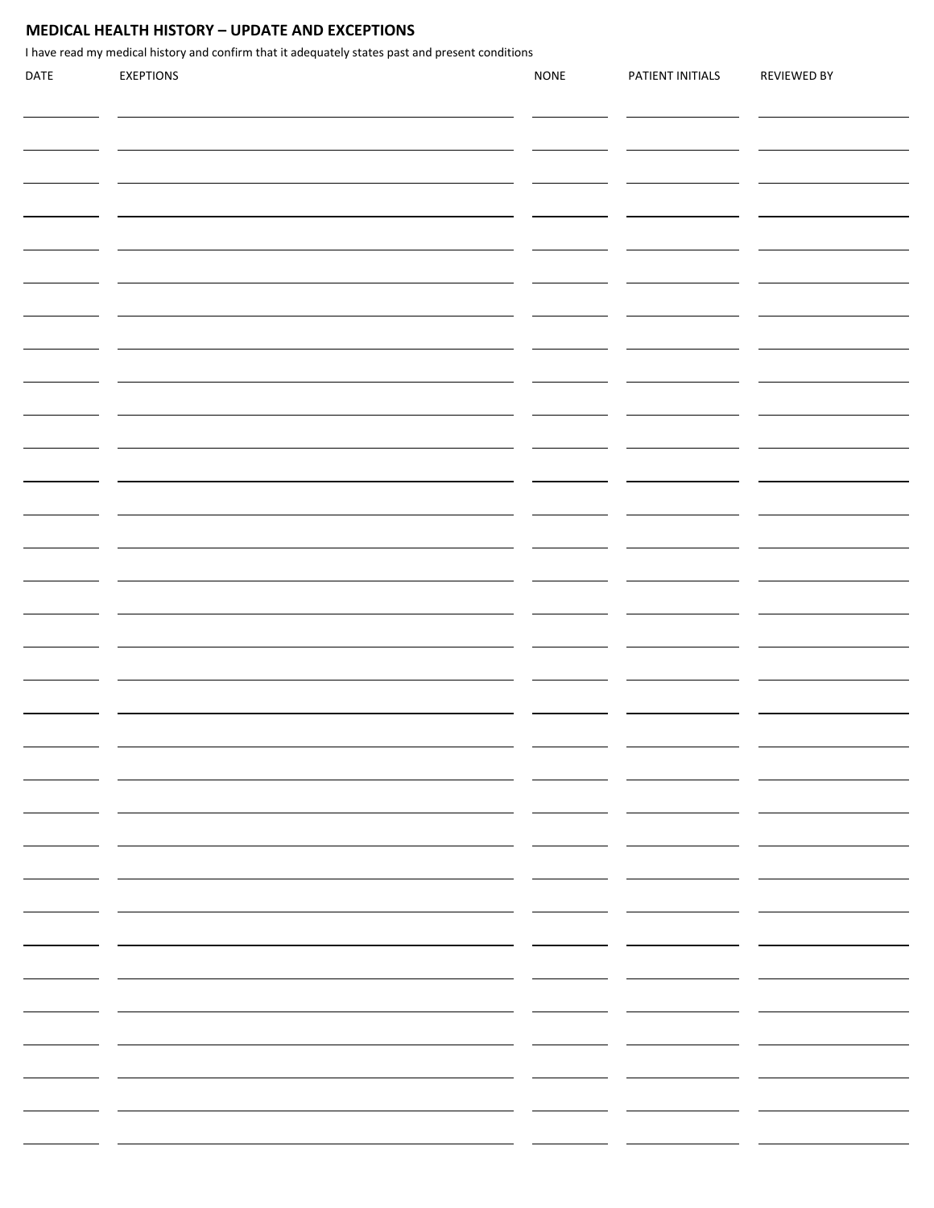## MEDICAL HEALTH HISTORY – UPDATE AND EXCEPTIONS

I have read my medical history and confirm that it adequately states past and present conditions

| DATE | EXEPTIONS | NONE | PATIENT INITIALS | REVIEWED BY |
|---|---|---|---|---|
| | | | | |
| | | | | |
| | | | | |
| | | | | |
| | | | | |
| | | | | |
| | | | | |
| | | | | |
| | | | | |
| | | | | |
| | | | | |
| | | | | |
| | | | | |
| | | | | |
| | | | | |
| | | | | |
| | | | | |
| | | | | |
| | | | | |
| | | | | |
| | | | | |
| | | | | |
| | | | | |
| | | | | |
| | | | | |
| | | | | |
| | | | | |
| | | | | |
| | | | | |
| | | | | |
| | | | | |
| | | | | |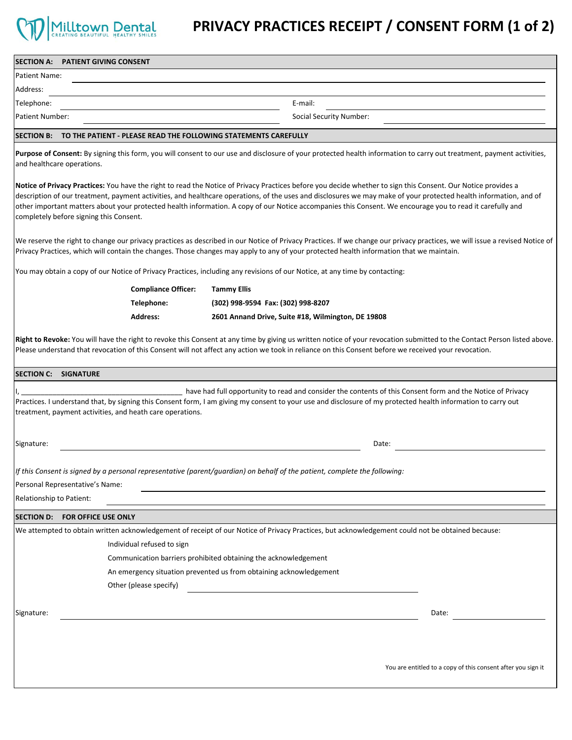Milltown Dental
CREATING BEAUTIFUL HEALTHY SMILES

# PRIVACY PRACTICES RECEIPT / CONSENT FORM (1 of 2)

## SECTION A: PATIENT GIVING CONSENT

Patient Name: ______________________________

Address: ______________________________

Telephone: ______________________________ E-mail: ______________________________

Patient Number: ______________________________ Social Security Number: ______________________________

## SECTION B: TO THE PATIENT - PLEASE READ THE FOLLOWING STATEMENTS CAREFULLY

**Purpose of Consent:** By signing this form, you will consent to our use and disclosure of your protected health information to carry out treatment, payment activities, and healthcare operations.

**Notice of Privacy Practices:** You have the right to read the Notice of Privacy Practices before you decide whether to sign this Consent. Our Notice provides a description of our treatment, payment activities, and healthcare operations, of the uses and disclosures we may make of your protected health information, and of other important matters about your protected health information. A copy of our Notice accompanies this Consent. We encourage you to read it carefully and completely before signing this Consent.

We reserve the right to change our privacy practices as described in our Notice of Privacy Practices. If we change our privacy practices, we will issue a revised Notice of Privacy Practices, which will contain the changes. Those changes may apply to any of your protected health information that we maintain.

You may obtain a copy of our Notice of Privacy Practices, including any revisions of our Notice, at any time by contacting:

**Compliance Officer:** **Tammy Ellis**
**Telephone:** **(302) 998-9594 Fax: (302) 998-8207**
**Address:** **2601 Annand Drive, Suite #18, Wilmington, DE 19808**

**Right to Revoke:** You will have the right to revoke this Consent at any time by giving us written notice of your revocation submitted to the Contact Person listed above. Please understand that revocation of this Consent will not affect any action we took in reliance on this Consent before we received your revocation.

## SECTION C: SIGNATURE

I, ______________________________ have had full opportunity to read and consider the contents of this Consent form and the Notice of Privacy Practices. I understand that, by signing this Consent form, I am giving my consent to your use and disclosure of my protected health information to carry out treatment, payment activities, and heath care operations.

Signature: ______________________________ Date: ______________

*If this Consent is signed by a personal representative (parent/guardian) on behalf of the patient, complete the following:*

Personal Representative's Name: ______________________________

Relationship to Patient: ______________________________

## SECTION D: FOR OFFICE USE ONLY

We attempted to obtain written acknowledgement of receipt of our Notice of Privacy Practices, but acknowledgement could not be obtained because:

- Individual refused to sign
- Communication barriers prohibited obtaining the acknowledgement
- An emergency situation prevented us from obtaining acknowledgement
- Other (please specify) ______________________________

Signature: ______________________________ Date: ______________

You are entitled to a copy of this consent after you sign it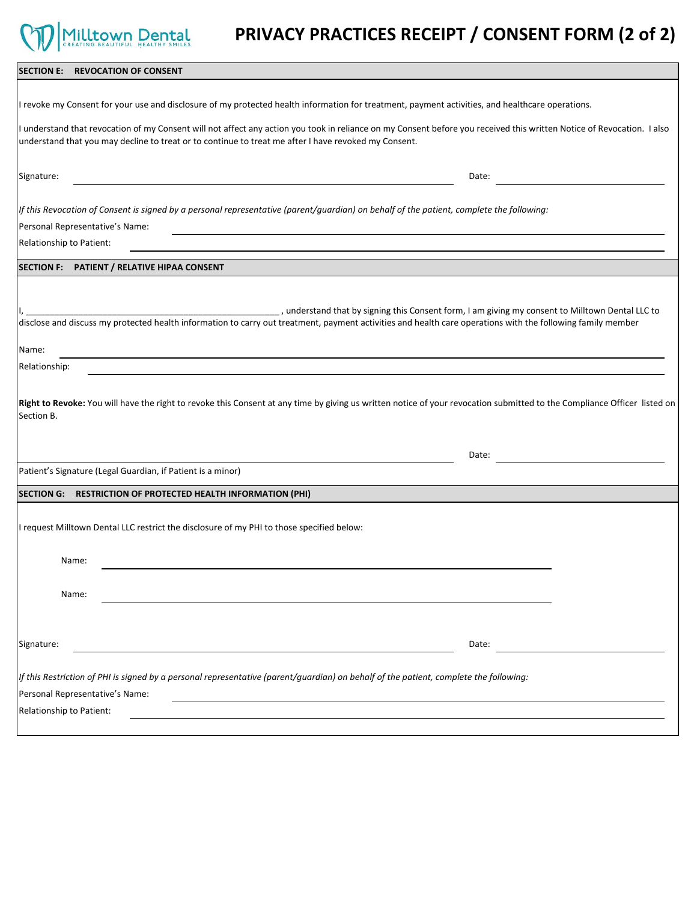Milltown Dental
CREATING BEAUTIFUL HEALTHY SMILES

# PRIVACY PRACTICES RECEIPT / CONSENT FORM (2 of 2)

## SECTION E: REVOCATION OF CONSENT

I revoke my Consent for your use and disclosure of my protected health information for treatment, payment activities, and healthcare operations.

I understand that revocation of my Consent will not affect any action you took in reliance on my Consent before you received this written Notice of Revocation. I also understand that you may decline to treat or to continue to treat me after I have revoked my Consent.

Signature: ____________________________________________ Date: ____________________

*If this Revocation of Consent is signed by a personal representative (parent/guardian) on behalf of the patient, complete the following:*

Personal Representative's Name: ____________________________________________

Relationship to Patient: ____________________________________________

## SECTION F: PATIENT / RELATIVE HIPAA CONSENT

I, ____________________________________________ , understand that by signing this Consent form, I am giving my consent to Milltown Dental LLC to disclose and discuss my protected health information to carry out treatment, payment activities and health care operations with the following family member

Name: ____________________________________________

Relationship: ____________________________________________

**Right to Revoke:** You will have the right to revoke this Consent at any time by giving us written notice of your revocation submitted to the Compliance Officer listed on Section B.

____________________________________________ Date: ____________________

Patient's Signature (Legal Guardian, if Patient is a minor)

## SECTION G: RESTRICTION OF PROTECTED HEALTH INFORMATION (PHI)

I request Milltown Dental LLC restrict the disclosure of my PHI to those specified below:

Name: ____________________________________________

Name: ____________________________________________

Signature: ____________________________________________ Date: ____________________

*If this Restriction of PHI is signed by a personal representative (parent/guardian) on behalf of the patient, complete the following:*

Personal Representative's Name: ____________________________________________

Relationship to Patient: ____________________________________________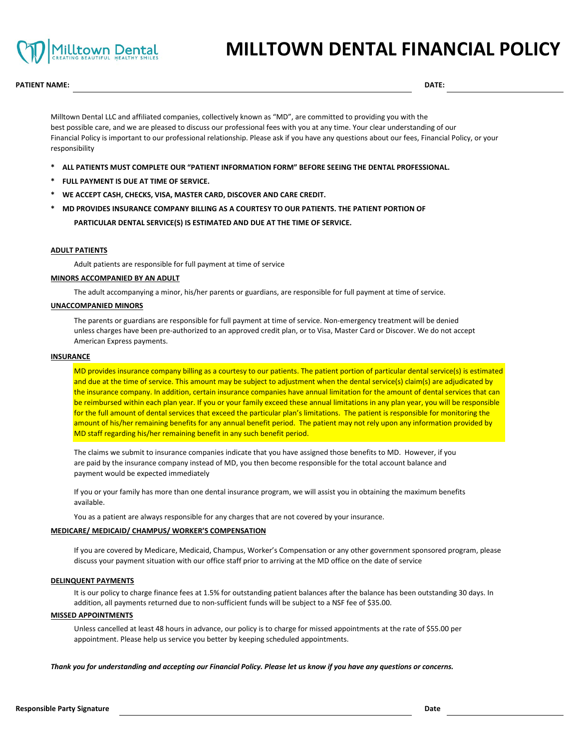# MILLTOWN DENTAL FINANCIAL POLICY

**PATIENT NAME:** ______________________________ **DATE:** ______________

Milltown Dental LLC and affiliated companies, collectively known as "MD", are committed to providing you with the best possible care, and we are pleased to discuss our professional fees with you at any time. Your clear understanding of our Financial Policy is important to our professional relationship. Please ask if you have any questions about our fees, Financial Policy, or your responsibility

- **ALL PATIENTS MUST COMPLETE OUR "PATIENT INFORMATION FORM" BEFORE SEEING THE DENTAL PROFESSIONAL.**
- **FULL PAYMENT IS DUE AT TIME OF SERVICE.**
- **WE ACCEPT CASH, CHECKS, VISA, MASTER CARD, DISCOVER AND CARE CREDIT.**
- **MD PROVIDES INSURANCE COMPANY BILLING AS A COURTESY TO OUR PATIENTS. THE PATIENT PORTION OF PARTICULAR DENTAL SERVICE(S) IS ESTIMATED AND DUE AT THE TIME OF SERVICE.**

**ADULT PATIENTS**

Adult patients are responsible for full payment at time of service

**MINORS ACCOMPANIED BY AN ADULT**

The adult accompanying a minor, his/her parents or guardians, are responsible for full payment at time of service.

**UNACCOMPANIED MINORS**

The parents or guardians are responsible for full payment at time of service. Non-emergency treatment will be denied unless charges have been pre-authorized to an approved credit plan, or to Visa, Master Card or Discover. We do not accept American Express payments.

**INSURANCE**

MD provides insurance company billing as a courtesy to our patients. The patient portion of particular dental service(s) is estimated and due at the time of service. This amount may be subject to adjustment when the dental service(s) claim(s) are adjudicated by the insurance company. In addition, certain insurance companies have annual limitation for the amount of dental services that can be reimbursed within each plan year. If you or your family exceed these annual limitations in any plan year, you will be responsible for the full amount of dental services that exceed the particular plan's limitations. The patient is responsible for monitoring the amount of his/her remaining benefits for any annual benefit period. The patient may not rely upon any information provided by MD staff regarding his/her remaining benefit in any such benefit period.

The claims we submit to insurance companies indicate that you have assigned those benefits to MD. However, if you are paid by the insurance company instead of MD, you then become responsible for the total account balance and payment would be expected immediately

If you or your family has more than one dental insurance program, we will assist you in obtaining the maximum benefits available.

You as a patient are always responsible for any charges that are not covered by your insurance.

**MEDICARE/ MEDICAID/ CHAMPUS/ WORKER'S COMPENSATION**

If you are covered by Medicare, Medicaid, Champus, Worker's Compensation or any other government sponsored program, please discuss your payment situation with our office staff prior to arriving at the MD office on the date of service

**DELINQUENT PAYMENTS**

It is our policy to charge finance fees at 1.5% for outstanding patient balances after the balance has been outstanding 30 days. In addition, all payments returned due to non-sufficient funds will be subject to a NSF fee of $35.00.

**MISSED APPOINTMENTS**

Unless cancelled at least 48 hours in advance, our policy is to charge for missed appointments at the rate of $55.00 per appointment. Please help us service you better by keeping scheduled appointments.

***Thank you for understanding and accepting our Financial Policy. Please let us know if you have any questions or concerns.***

**Responsible Party Signature** ______________________________ **Date** ______________